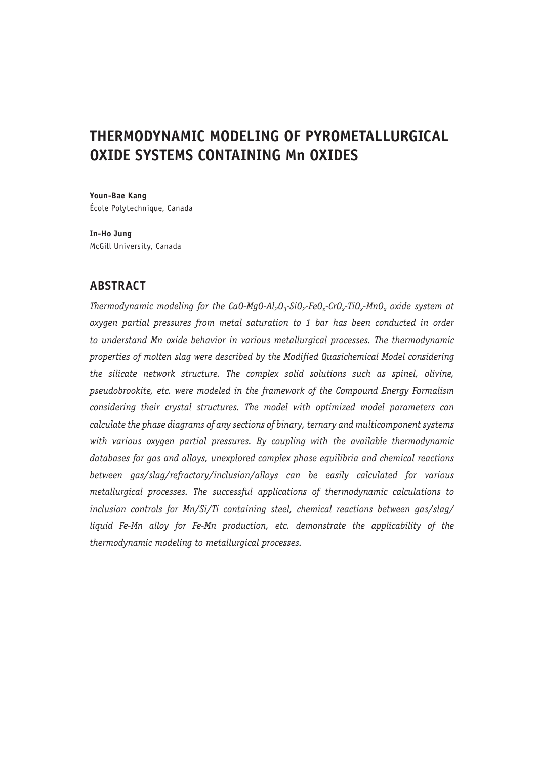# THERMODYNAMIC MODELING OF PYROMETALLURGICAL OXIDE SYSTEMS CONTAINING Mn OXIDES

**Youn-Bae Kang**
École Polytechnique, Canada

**In-Ho Jung**
McGill University, Canada

## ABSTRACT

*Thermodynamic modeling for the $CaO$-$MgO$-$Al_2O_3$-$SiO_2$-$FeO_x$-$CrO_x$-$TiO_x$-$MnO_x$ oxide system at oxygen partial pressures from metal saturation to 1 bar has been conducted in order to understand Mn oxide behavior in various metallurgical processes. The thermodynamic properties of molten slag were described by the Modified Quasichemical Model considering the silicate network structure. The complex solid solutions such as spinel, olivine, pseudobrookite, etc. were modeled in the framework of the Compound Energy Formalism considering their crystal structures. The model with optimized model parameters can calculate the phase diagrams of any sections of binary, ternary and multicomponent systems with various oxygen partial pressures. By coupling with the available thermodynamic databases for gas and alloys, unexplored complex phase equilibria and chemical reactions between gas/slag/refractory/inclusion/alloys can be easily calculated for various metallurgical processes. The successful applications of thermodynamic calculations to inclusion controls for Mn/Si/Ti containing steel, chemical reactions between gas/slag/liquid Fe-Mn alloy for Fe-Mn production, etc. demonstrate the applicability of the thermodynamic modeling to metallurgical processes.*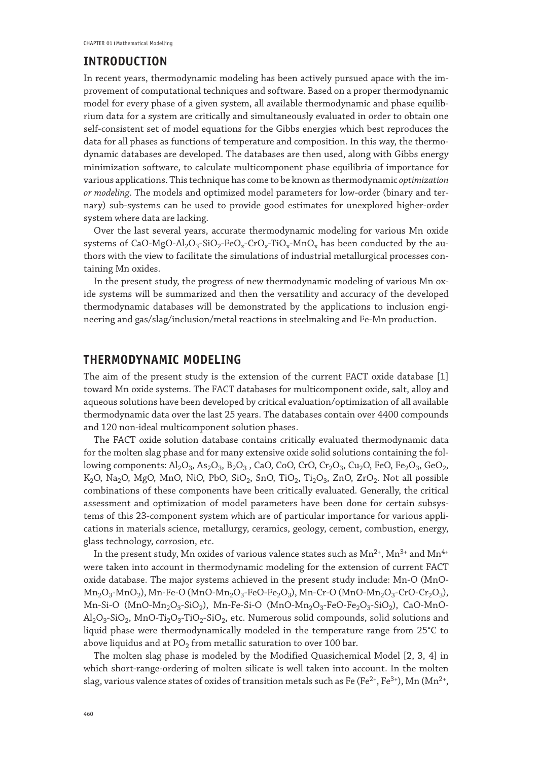## INTRODUCTION

In recent years, thermodynamic modeling has been actively pursued apace with the improvement of computational techniques and software. Based on a proper thermodynamic model for every phase of a given system, all available thermodynamic and phase equilibrium data for a system are critically and simultaneously evaluated in order to obtain one self-consistent set of model equations for the Gibbs energies which best reproduces the data for all phases as functions of temperature and composition. In this way, the thermodynamic databases are developed. The databases are then used, along with Gibbs energy minimization software, to calculate multicomponent phase equilibria of importance for various applications. This technique has come to be known as thermodynamic *optimization or modeling*. The models and optimized model parameters for low-order (binary and ternary) sub-systems can be used to provide good estimates for unexplored higher-order system where data are lacking.

Over the last several years, accurate thermodynamic modeling for various Mn oxide systems of CaO-MgO-$Al_2O_3$-$SiO_2$-$FeO_x$-$CrO_x$-$TiO_x$-$MnO_x$ has been conducted by the authors with the view to facilitate the simulations of industrial metallurgical processes containing Mn oxides.

In the present study, the progress of new thermodynamic modeling of various Mn oxide systems will be summarized and then the versatility and accuracy of the developed thermodynamic databases will be demonstrated by the applications to inclusion engineering and gas/slag/inclusion/metal reactions in steelmaking and Fe-Mn production.

## THERMODYNAMIC MODELING

The aim of the present study is the extension of the current FACT oxide database [1] toward Mn oxide systems. The FACT databases for multicomponent oxide, salt, alloy and aqueous solutions have been developed by critical evaluation/optimization of all available thermodynamic data over the last 25 years. The databases contain over 4400 compounds and 120 non-ideal multicomponent solution phases.

The FACT oxide solution database contains critically evaluated thermodynamic data for the molten slag phase and for many extensive oxide solid solutions containing the following components: $Al_2O_3$, $As_2O_3$, $B_2O_3$ , CaO, CoO, CrO, $Cr_2O_3$, $Cu_2O$, FeO, $Fe_2O_3$, $GeO_2$, $K_2O$, $Na_2O$, MgO, MnO, NiO, PbO, $SiO_2$, SnO, $TiO_2$, $Ti_2O_3$, ZnO, $ZrO_2$. Not all possible combinations of these components have been critically evaluated. Generally, the critical assessment and optimization of model parameters have been done for certain subsystems of this 23-component system which are of particular importance for various applications in materials science, metallurgy, ceramics, geology, cement, combustion, energy, glass technology, corrosion, etc.

In the present study, Mn oxides of various valence states such as $Mn^{2+}$, $Mn^{3+}$ and $Mn^{4+}$ were taken into account in thermodynamic modeling for the extension of current FACT oxide database. The major systems achieved in the present study include: Mn-O (MnO-$Mn_2O_3$-$MnO_2$), Mn-Fe-O (MnO-$Mn_2O_3$-FeO-$Fe_2O_3$), Mn-Cr-O (MnO-$Mn_2O_3$-CrO-$Cr_2O_3$), Mn-Si-O (MnO-$Mn_2O_3$-$SiO_2$), Mn-Fe-Si-O (MnO-$Mn_2O_3$-FeO-$Fe_2O_3$-$SiO_2$), CaO-MnO-$Al_2O_3$-$SiO_2$, MnO-$Ti_2O_3$-$TiO_2$-$SiO_2$, etc. Numerous solid compounds, solid solutions and liquid phase were thermodynamically modeled in the temperature range from 25°C to above liquidus and at $PO_2$ from metallic saturation to over 100 bar.

The molten slag phase is modeled by the Modified Quasichemical Model [2, 3, 4] in which short-range-ordering of molten silicate is well taken into account. In the molten slag, various valence states of oxides of transition metals such as Fe ($Fe^{2+}$, $Fe^{3+}$), Mn ($Mn^{2+}$,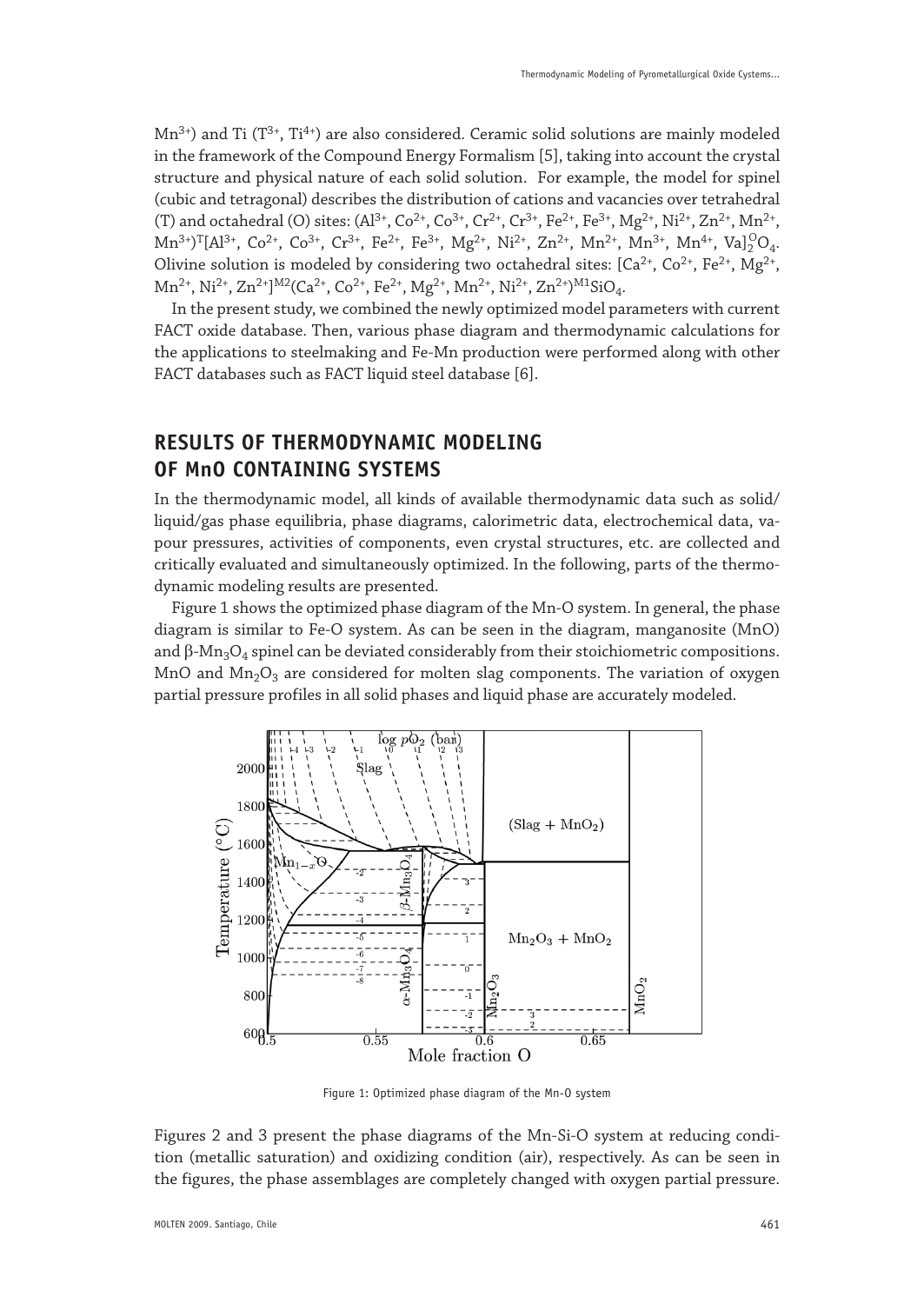$Mn^{3+}$) and Ti ($T^{3+}$, $Ti^{4+}$) are also considered. Ceramic solid solutions are mainly modeled in the framework of the Compound Energy Formalism [5], taking into account the crystal structure and physical nature of each solid solution. For example, the model for spinel (cubic and tetragonal) describes the distribution of cations and vacancies over tetrahedral (T) and octahedral (O) sites: $(Al^{3+}, Co^{2+}, Co^{3+}, Cr^{2+}, Cr^{3+}, Fe^{2+}, Fe^{3+}, Mg^{2+}, Ni^{2+}, Zn^{2+}, Mn^{2+}, Mn^{3+})^T[Al^{3+}, Co^{2+}, Co^{3+}, Cr^{3+}, Fe^{2+}, Fe^{3+}, Mg^{2+}, Ni^{2+}, Zn^{2+}, Mn^{2+}, Mn^{3+}, Mn^{4+}, Va]_2^O O_4$. Olivine solution is modeled by considering two octahedral sites: $[Ca^{2+}, Co^{2+}, Fe^{2+}, Mg^{2+}, Mn^{2+}, Ni^{2+}, Zn^{2+}]^{M2}(Ca^{2+}, Co^{2+}, Fe^{2+}, Mg^{2+}, Mn^{2+}, Ni^{2+}, Zn^{2+})^{M1}SiO_4$.

In the present study, we combined the newly optimized model parameters with current FACT oxide database. Then, various phase diagram and thermodynamic calculations for the applications to steelmaking and Fe-Mn production were performed along with other FACT databases such as FACT liquid steel database [6].

## RESULTS OF THERMODYNAMIC MODELING OF MnO CONTAINING SYSTEMS

In the thermodynamic model, all kinds of available thermodynamic data such as solid/liquid/gas phase equilibria, phase diagrams, calorimetric data, electrochemical data, vapour pressures, activities of components, even crystal structures, etc. are collected and critically evaluated and simultaneously optimized. In the following, parts of the thermodynamic modeling results are presented.

Figure 1 shows the optimized phase diagram of the Mn-O system. In general, the phase diagram is similar to Fe-O system. As can be seen in the diagram, manganosite (MnO) and β-$Mn_3O_4$ spinel can be deviated considerably from their stoichiometric compositions. MnO and $Mn_2O_3$ are considered for molten slag components. The variation of oxygen partial pressure profiles in all solid phases and liquid phase are accurately modeled.

Figure 1: Optimized phase diagram of the Mn-O system

Figures 2 and 3 present the phase diagrams of the Mn-Si-O system at reducing condition (metallic saturation) and oxidizing condition (air), respectively. As can be seen in the figures, the phase assemblages are completely changed with oxygen partial pressure.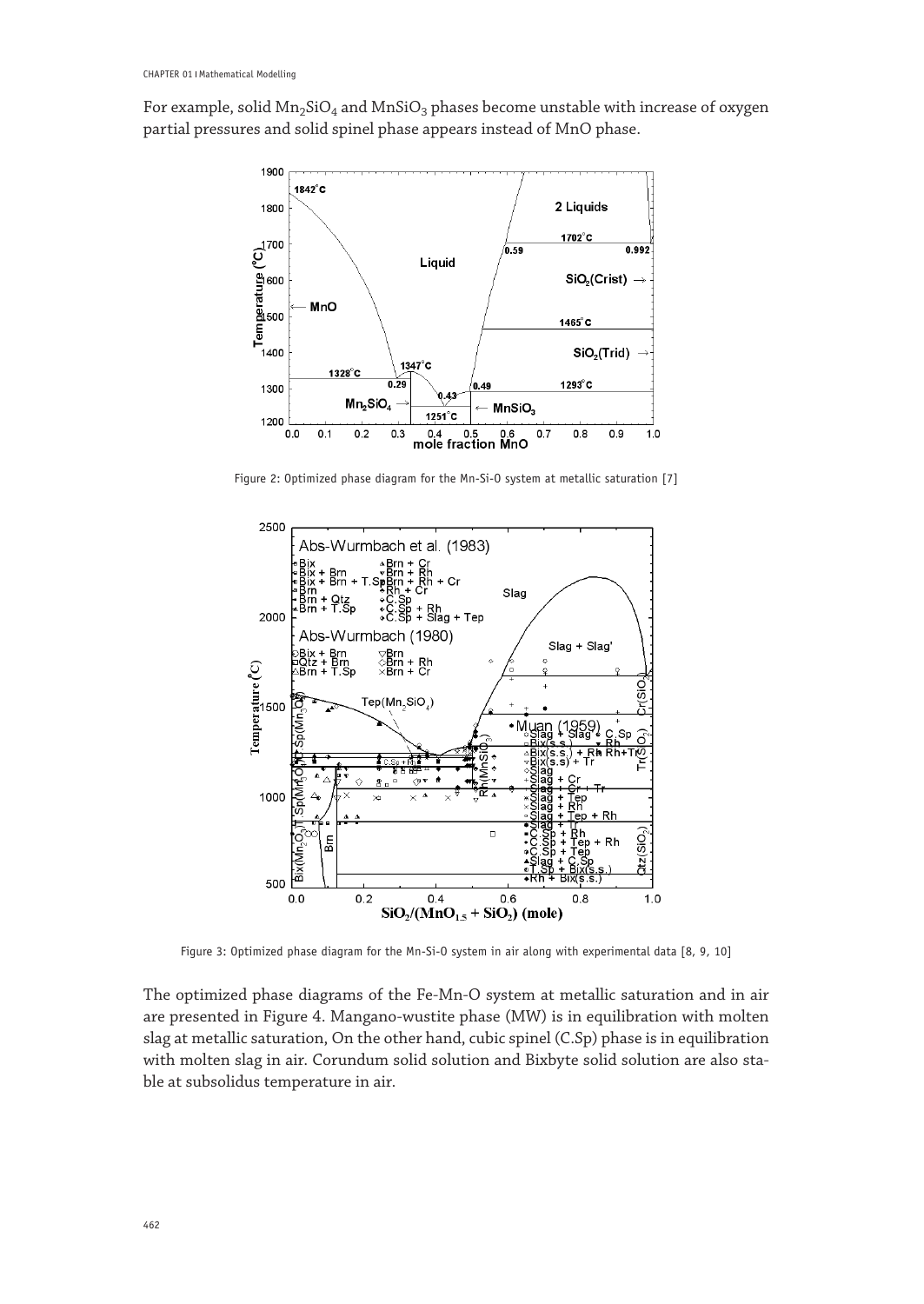For example, solid $Mn_2SiO_4$ and $MnSiO_3$ phases become unstable with increase of oxygen partial pressures and solid spinel phase appears instead of MnO phase.

Figure 2: Optimized phase diagram for the Mn-Si-O system at metallic saturation [7]

Figure 3: Optimized phase diagram for the Mn-Si-O system in air along with experimental data [8, 9, 10]

The optimized phase diagrams of the Fe-Mn-O system at metallic saturation and in air are presented in Figure 4. Mangano-wustite phase (MW) is in equilibration with molten slag at metallic saturation, On the other hand, cubic spinel (C.Sp) phase is in equilibration with molten slag in air. Corundum solid solution and Bixbyte solid solution are also stable at subsolidus temperature in air.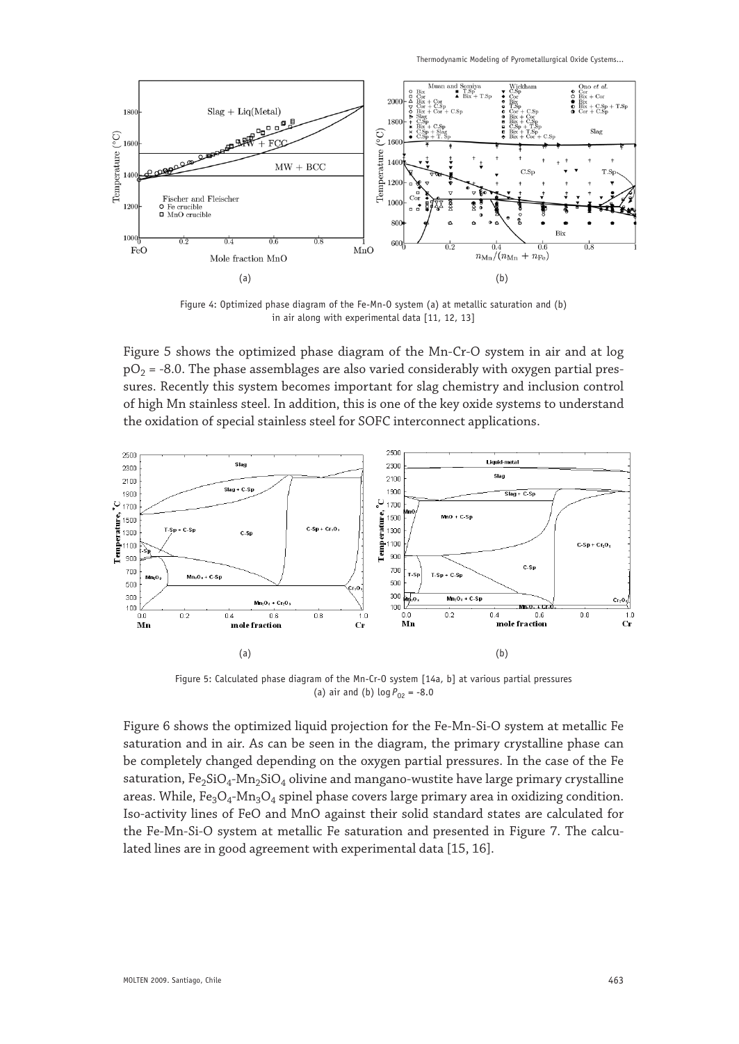Figure 4: Optimized phase diagram of the Fe-Mn-O system (a) at metallic saturation and (b) in air along with experimental data [11, 12, 13]

Figure 5 shows the optimized phase diagram of the Mn-Cr-O system in air and at log $pO_2$ = -8.0. The phase assemblages are also varied considerably with oxygen partial pressures. Recently this system becomes important for slag chemistry and inclusion control of high Mn stainless steel. In addition, this is one of the key oxide systems to understand the oxidation of special stainless steel for SOFC interconnect applications.

Figure 5: Calculated phase diagram of the Mn-Cr-O system [14a, b] at various partial pressures (a) air and (b) $\log P_{O2}$ = -8.0

Figure 6 shows the optimized liquid projection for the Fe-Mn-Si-O system at metallic Fe saturation and in air. As can be seen in the diagram, the primary crystalline phase can be completely changed depending on the oxygen partial pressures. In the case of the Fe saturation, $Fe_2SiO_4$-$Mn_2SiO_4$ olivine and mangano-wustite have large primary crystalline areas. While, $Fe_3O_4$-$Mn_3O_4$ spinel phase covers large primary area in oxidizing condition. Iso-activity lines of FeO and MnO against their solid standard states are calculated for the Fe-Mn-Si-O system at metallic Fe saturation and presented in Figure 7. The calculated lines are in good agreement with experimental data [15, 16].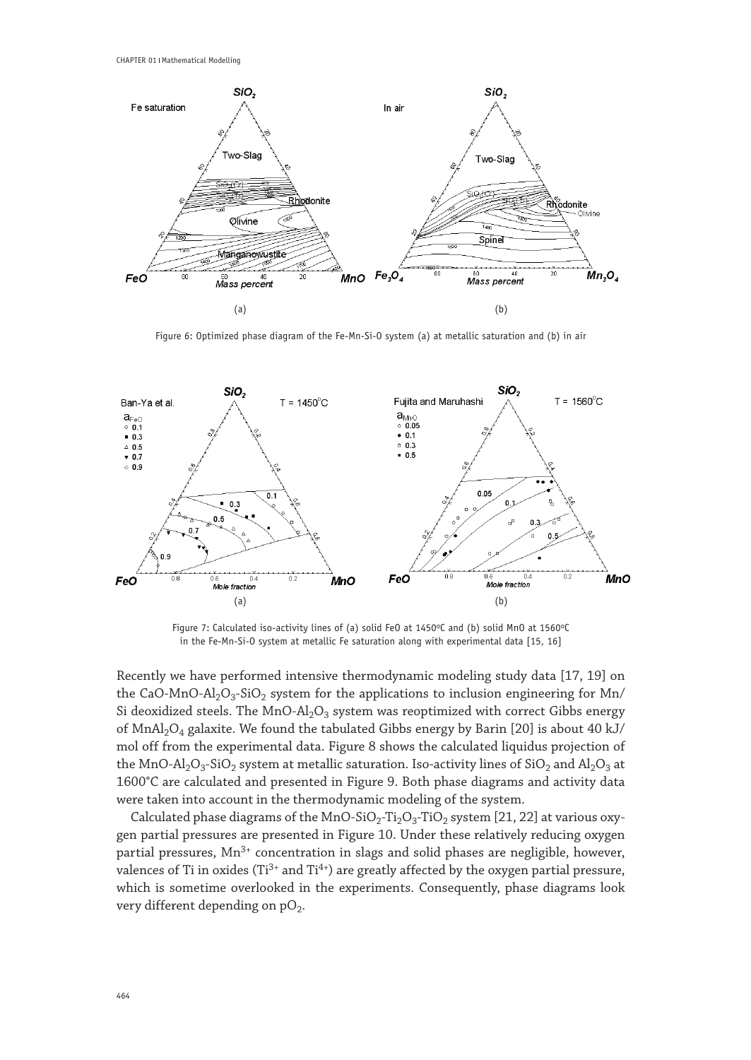Figure 6: Optimized phase diagram of the Fe-Mn-Si-O system (a) at metallic saturation and (b) in air

Figure 7: Calculated iso-activity lines of (a) solid FeO at 1450ºC and (b) solid MnO at 1560ºC in the Fe-Mn-Si-O system at metallic Fe saturation along with experimental data [15, 16]

Recently we have performed intensive thermodynamic modeling study data [17, 19] on the $CaO$-$MnO$-$Al_2O_3$-$SiO_2$ system for the applications to inclusion engineering for Mn/Si deoxidized steels. The $MnO$-$Al_2O_3$ system was reoptimized with correct Gibbs energy of $MnAl_2O_4$ galaxite. We found the tabulated Gibbs energy by Barin [20] is about 40 kJ/mol off from the experimental data. Figure 8 shows the calculated liquidus projection of the $MnO$-$Al_2O_3$-$SiO_2$ system at metallic saturation. Iso-activity lines of $SiO_2$ and $Al_2O_3$ at 1600°C are calculated and presented in Figure 9. Both phase diagrams and activity data were taken into account in the thermodynamic modeling of the system.

Calculated phase diagrams of the $MnO$-$SiO_2$-$Ti_2O_3$-$TiO_2$ system [21, 22] at various oxygen partial pressures are presented in Figure 10. Under these relatively reducing oxygen partial pressures, $Mn^{3+}$ concentration in slags and solid phases are negligible, however, valences of Ti in oxides ($Ti^{3+}$ and $Ti^{4+}$) are greatly affected by the oxygen partial pressure, which is sometime overlooked in the experiments. Consequently, phase diagrams look very different depending on $pO_2$.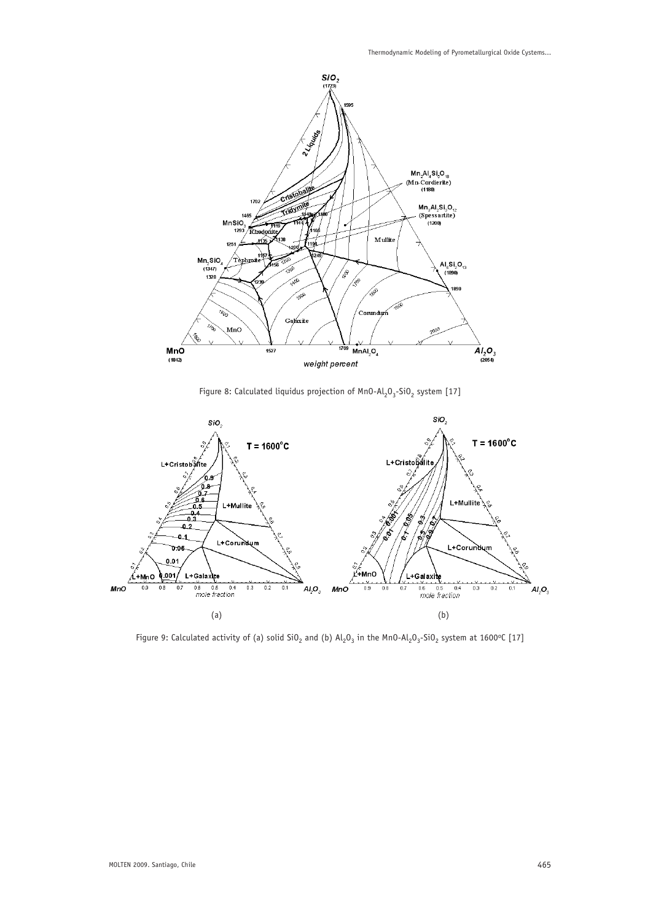Figure 8: Calculated liquidus projection of $MnO-Al_2O_3-SiO_2$ system [17]

Figure 9: Calculated activity of (a) solid $SiO_2$ and (b) $Al_2O_3$ in the $MnO-Al_2O_3-SiO_2$ system at 1600°C [17]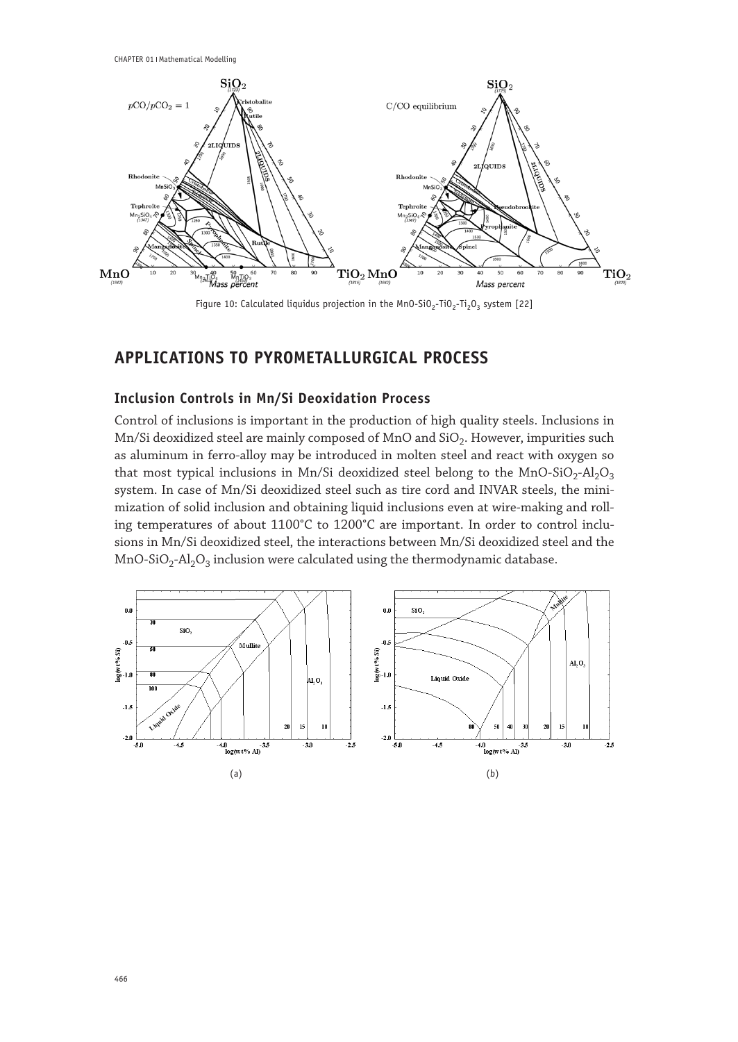Figure 10: Calculated liquidus projection in the $MnO$-$SiO_2$-$TiO_2$-$Ti_2O_3$ system [22]

## APPLICATIONS TO PYROMETALLURGICAL PROCESS

### Inclusion Controls in Mn/Si Deoxidation Process

Control of inclusions is important in the production of high quality steels. Inclusions in Mn/Si deoxidized steel are mainly composed of $MnO$ and $SiO_2$. However, impurities such as aluminum in ferro-alloy may be introduced in molten steel and react with oxygen so that most typical inclusions in Mn/Si deoxidized steel belong to the $MnO$-$SiO_2$-$Al_2O_3$ system. In case of Mn/Si deoxidized steel such as tire cord and INVAR steels, the minimization of solid inclusion and obtaining liquid inclusions even at wire-making and rolling temperatures of about 1100°C to 1200°C are important. In order to control inclusions in Mn/Si deoxidized steel, the interactions between Mn/Si deoxidized steel and the $MnO$-$SiO_2$-$Al_2O_3$ inclusion were calculated using the thermodynamic database.

(a)

(b)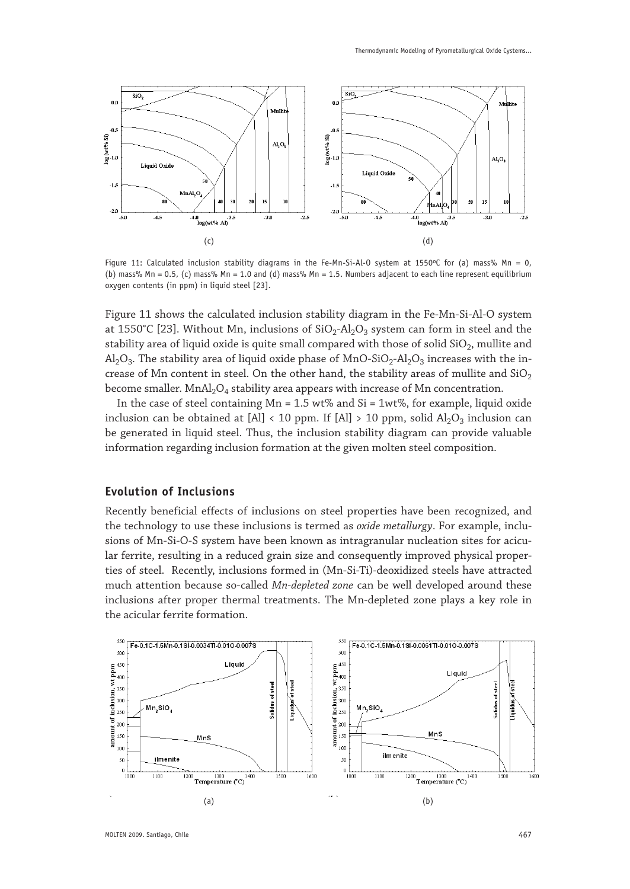(c)

(d)

Figure 11: Calculated inclusion stability diagrams in the Fe-Mn-Si-Al-O system at 1550ºC for (a) mass% Mn = 0, (b) mass% Mn = 0.5, (c) mass% Mn = 1.0 and (d) mass% Mn = 1.5. Numbers adjacent to each line represent equilibrium oxygen contents (in ppm) in liquid steel [23].

Figure 11 shows the calculated inclusion stability diagram in the Fe-Mn-Si-Al-O system at 1550°C [23]. Without Mn, inclusions of $SiO_2$-$Al_2O_3$ system can form in steel and the stability area of liquid oxide is quite small compared with those of solid $SiO_2$, mullite and $Al_2O_3$. The stability area of liquid oxide phase of MnO-$SiO_2$-$Al_2O_3$ increases with the increase of Mn content in steel. On the other hand, the stability areas of mullite and $SiO_2$ become smaller. $MnAl_2O_4$ stability area appears with increase of Mn concentration.

In the case of steel containing Mn = 1.5 wt% and Si = 1wt%, for example, liquid oxide inclusion can be obtained at [Al] < 10 ppm. If [Al] > 10 ppm, solid $Al_2O_3$ inclusion can be generated in liquid steel. Thus, the inclusion stability diagram can provide valuable information regarding inclusion formation at the given molten steel composition.

## Evolution of Inclusions

Recently beneficial effects of inclusions on steel properties have been recognized, and the technology to use these inclusions is termed as *oxide metallurgy*. For example, inclusions of Mn-Si-O-S system have been known as intragranular nucleation sites for acicular ferrite, resulting in a reduced grain size and consequently improved physical properties of steel. Recently, inclusions formed in (Mn-Si-Ti)-deoxidized steels have attracted much attention because so-called *Mn-depleted zone* can be well developed around these inclusions after proper thermal treatments. The Mn-depleted zone plays a key role in the acicular ferrite formation.

(a)

(b)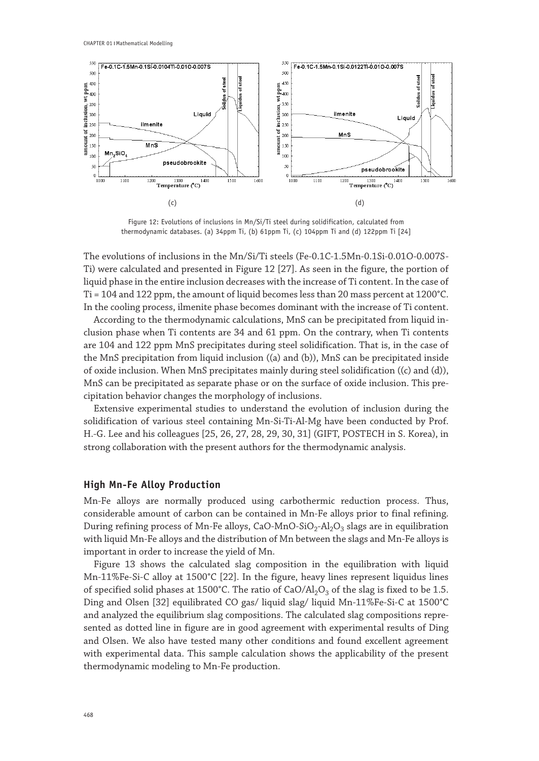(c)

(d)

Figure 12: Evolutions of inclusions in Mn/Si/Ti steel during solidification, calculated from thermodynamic databases. (a) 34ppm Ti, (b) 61ppm Ti, (c) 104ppm Ti and (d) 122ppm Ti [24]

The evolutions of inclusions in the Mn/Si/Ti steels (Fe-0.1C-1.5Mn-0.1Si-0.01O-0.007S-Ti) were calculated and presented in Figure 12 [27]. As seen in the figure, the portion of liquid phase in the entire inclusion decreases with the increase of Ti content. In the case of Ti = 104 and 122 ppm, the amount of liquid becomes less than 20 mass percent at 1200°C. In the cooling process, ilmenite phase becomes dominant with the increase of Ti content.

According to the thermodynamic calculations, MnS can be precipitated from liquid inclusion phase when Ti contents are 34 and 61 ppm. On the contrary, when Ti contents are 104 and 122 ppm MnS precipitates during steel solidification. That is, in the case of the MnS precipitation from liquid inclusion ((a) and (b)), MnS can be precipitated inside of oxide inclusion. When MnS precipitates mainly during steel solidification ((c) and (d)), MnS can be precipitated as separate phase or on the surface of oxide inclusion. This precipitation behavior changes the morphology of inclusions.

Extensive experimental studies to understand the evolution of inclusion during the solidification of various steel containing Mn-Si-Ti-Al-Mg have been conducted by Prof. H.-G. Lee and his colleagues [25, 26, 27, 28, 29, 30, 31] (GIFT, POSTECH in S. Korea), in strong collaboration with the present authors for the thermodynamic analysis.

### High Mn-Fe Alloy Production

Mn-Fe alloys are normally produced using carbothermic reduction process. Thus, considerable amount of carbon can be contained in Mn-Fe alloys prior to final refining. During refining process of Mn-Fe alloys, CaO-MnO-$SiO_2$-$Al_2O_3$ slags are in equilibration with liquid Mn-Fe alloys and the distribution of Mn between the slags and Mn-Fe alloys is important in order to increase the yield of Mn.

Figure 13 shows the calculated slag composition in the equilibration with liquid Mn-11%Fe-Si-C alloy at 1500°C [22]. In the figure, heavy lines represent liquidus lines of specified solid phases at 1500°C. The ratio of CaO/$Al_2O_3$ of the slag is fixed to be 1.5. Ding and Olsen [32] equilibrated CO gas/ liquid slag/ liquid Mn-11%Fe-Si-C at 1500°C and analyzed the equilibrium slag compositions. The calculated slag compositions represented as dotted line in figure are in good agreement with experimental results of Ding and Olsen. We also have tested many other conditions and found excellent agreement with experimental data. This sample calculation shows the applicability of the present thermodynamic modeling to Mn-Fe production.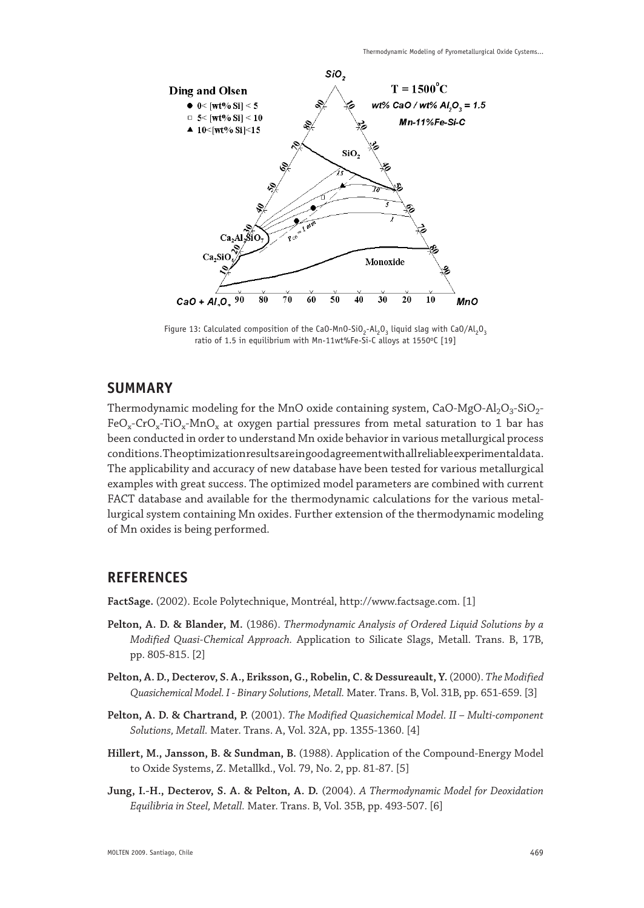Figure 13: Calculated composition of the CaO-MnO-$SiO_2$-$Al_2O_3$ liquid slag with CaO/$Al_2O_3$ ratio of 1.5 in equilibrium with Mn-11wt%Fe-Si-C alloys at 1550ºC [19]

## SUMMARY

Thermodynamic modeling for the MnO oxide containing system, CaO-MgO-$Al_2O_3$-$SiO_2$-$FeO_x$-$CrO_x$-$TiO_x$-$MnO_x$ at oxygen partial pressures from metal saturation to 1 bar has been conducted in order to understand Mn oxide behavior in various metallurgical process conditions. The optimization results are in good agreement with all reliable experimental data. The applicability and accuracy of new database have been tested for various metallurgical examples with great success. The optimized model parameters are combined with current FACT database and available for the thermodynamic calculations for the various metallurgical system containing Mn oxides. Further extension of the thermodynamic modeling of Mn oxides is being performed.

## REFERENCES

**FactSage.** (2002). Ecole Polytechnique, Montréal, http://www.factsage.com. [1]

**Pelton, A. D. & Blander, M.** (1986). *Thermodynamic Analysis of Ordered Liquid Solutions by a Modified Quasi-Chemical Approach.* Application to Silicate Slags, Metall. Trans. B, 17B, pp. 805-815. [2]

**Pelton, A. D., Decterov, S. A., Eriksson, G., Robelin, C. & Dessureault, Y.** (2000). *The Modified Quasichemical Model. I - Binary Solutions, Metall.* Mater. Trans. B, Vol. 31B, pp. 651-659. [3]

**Pelton, A. D. & Chartrand, P.** (2001). *The Modified Quasichemical Model. II – Multi-component Solutions, Metall.* Mater. Trans. A, Vol. 32A, pp. 1355-1360. [4]

**Hillert, M., Jansson, B. & Sundman, B.** (1988). Application of the Compound-Energy Model to Oxide Systems, Z. Metallkd., Vol. 79, No. 2, pp. 81-87. [5]

**Jung, I.-H., Decterov, S. A. & Pelton, A. D.** (2004). *A Thermodynamic Model for Deoxidation Equilibria in Steel, Metall.* Mater. Trans. B, Vol. 35B, pp. 493-507. [6]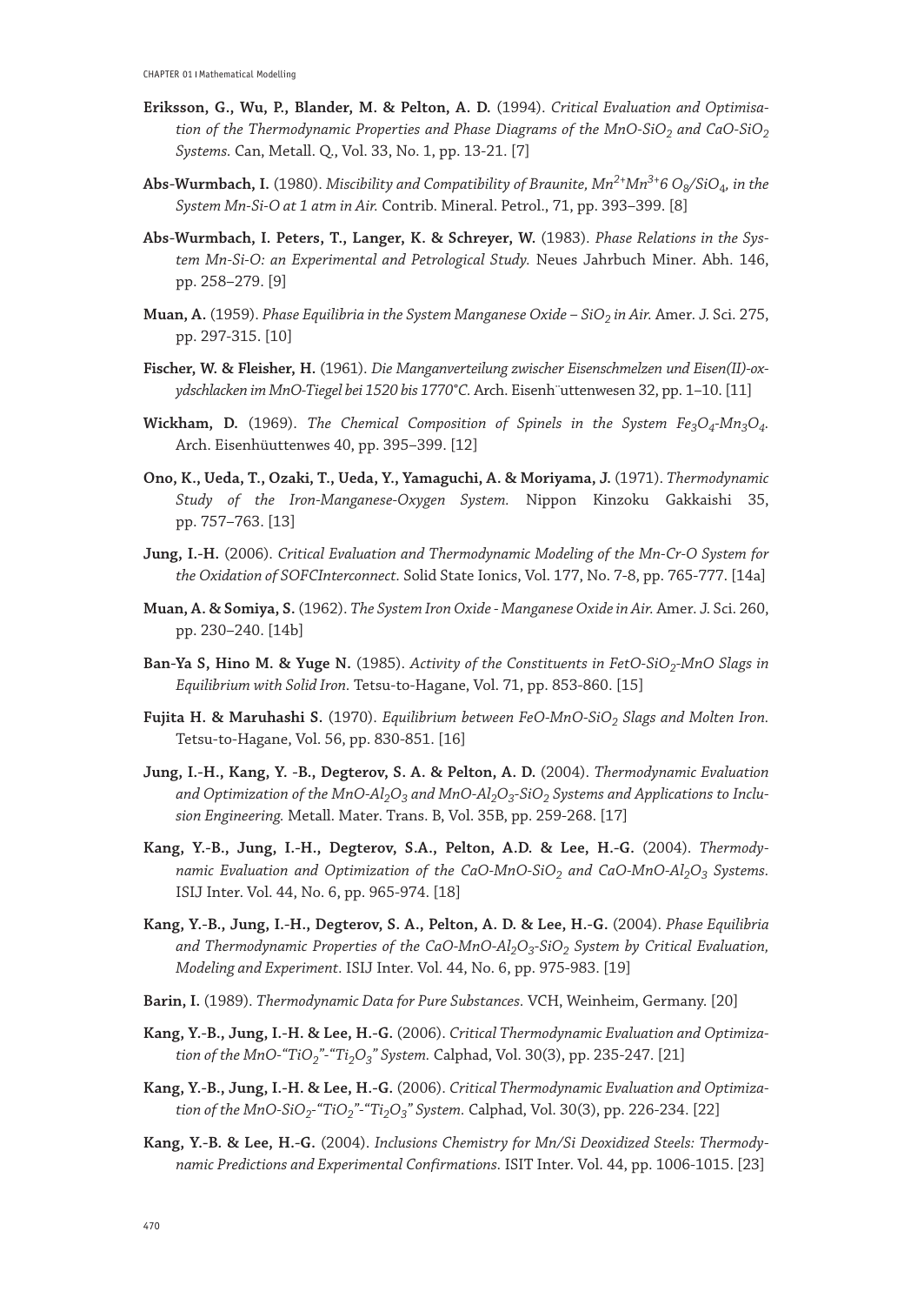**Eriksson, G., Wu, P., Blander, M. & Pelton, A. D.** (1994). *Critical Evaluation and Optimisation of the Thermodynamic Properties and Phase Diagrams of the MnO-$SiO_2$ and CaO-$SiO_2$ Systems.* Can, Metall. Q., Vol. 33, No. 1, pp. 13-21. [7]

**Abs-Wurmbach, I.** (1980). *Miscibility and Compatibility of Braunite, $Mn^{2+}Mn^{3+}6$ $O_8$/$SiO_4$, in the System Mn-Si-O at 1 atm in Air.* Contrib. Mineral. Petrol., 71, pp. 393–399. [8]

**Abs-Wurmbach, I. Peters, T., Langer, K. & Schreyer, W.** (1983). *Phase Relations in the System Mn-Si-O: an Experimental and Petrological Study.* Neues Jahrbuch Miner. Abh. 146, pp. 258–279. [9]

**Muan, A.** (1959). *Phase Equilibria in the System Manganese Oxide – $SiO_2$ in Air.* Amer. J. Sci. 275, pp. 297-315. [10]

**Fischer, W. & Fleisher, H.** (1961). *Die Manganverteilung zwischer Eisenschmelzen und Eisen(II)-oxydschlacken im MnO-Tiegel bei 1520 bis 1770°C.* Arch. Eisenh¨uttenwesen 32, pp. 1–10. [11]

**Wickham, D.** (1969). *The Chemical Composition of Spinels in the System $Fe_3O_4$-$Mn_3O_4$.* Arch. Eisenhüuttenwes 40, pp. 395–399. [12]

**Ono, K., Ueda, T., Ozaki, T., Ueda, Y., Yamaguchi, A. & Moriyama, J.** (1971). *Thermodynamic Study of the Iron-Manganese-Oxygen System.* Nippon Kinzoku Gakkaishi 35, pp. 757–763. [13]

**Jung, I.-H.** (2006). *Critical Evaluation and Thermodynamic Modeling of the Mn-Cr-O System for the Oxidation of SOFCInterconnect.* Solid State Ionics, Vol. 177, No. 7-8, pp. 765-777. [14a]

**Muan, A. & Somiya, S.** (1962). *The System Iron Oxide - Manganese Oxide in Air.* Amer. J. Sci. 260, pp. 230–240. [14b]

**Ban-Ya S, Hino M. & Yuge N.** (1985). *Activity of the Constituents in FetO-$SiO_2$-MnO Slags in Equilibrium with Solid Iron.* Tetsu-to-Hagane, Vol. 71, pp. 853-860. [15]

**Fujita H. & Maruhashi S.** (1970). *Equilibrium between FeO-MnO-$SiO_2$ Slags and Molten Iron.* Tetsu-to-Hagane, Vol. 56, pp. 830-851. [16]

**Jung, I.-H., Kang, Y. -B., Degterov, S. A. & Pelton, A. D.** (2004). *Thermodynamic Evaluation and Optimization of the MnO-$Al_2O_3$ and MnO-$Al_2O_3$-$SiO_2$ Systems and Applications to Inclusion Engineering.* Metall. Mater. Trans. B, Vol. 35B, pp. 259-268. [17]

**Kang, Y.-B., Jung, I.-H., Degterov, S.A., Pelton, A.D. & Lee, H.-G.** (2004). *Thermodynamic Evaluation and Optimization of the CaO-MnO-$SiO_2$ and CaO-MnO-$Al_2O_3$ Systems.* ISIJ Inter. Vol. 44, No. 6, pp. 965-974. [18]

**Kang, Y.-B., Jung, I.-H., Degterov, S. A., Pelton, A. D. & Lee, H.-G.** (2004). *Phase Equilibria and Thermodynamic Properties of the CaO-MnO-$Al_2O_3$-$SiO_2$ System by Critical Evaluation, Modeling and Experiment.* ISIJ Inter. Vol. 44, No. 6, pp. 975-983. [19]

**Barin, I.** (1989). *Thermodynamic Data for Pure Substances.* VCH, Weinheim, Germany. [20]

**Kang, Y.-B., Jung, I.-H. & Lee, H.-G.** (2006). *Critical Thermodynamic Evaluation and Optimization of the MnO-"$TiO_2$"-"$Ti_2O_3$" System.* Calphad, Vol. 30(3), pp. 235-247. [21]

**Kang, Y.-B., Jung, I.-H. & Lee, H.-G.** (2006). *Critical Thermodynamic Evaluation and Optimization of the MnO-$SiO_2$-"$TiO_2$"-"$Ti_2O_3$" System.* Calphad, Vol. 30(3), pp. 226-234. [22]

**Kang, Y.-B. & Lee, H.-G.** (2004). *Inclusions Chemistry for Mn/Si Deoxidized Steels: Thermodynamic Predictions and Experimental Confirmations.* ISIT Inter. Vol. 44, pp. 1006-1015. [23]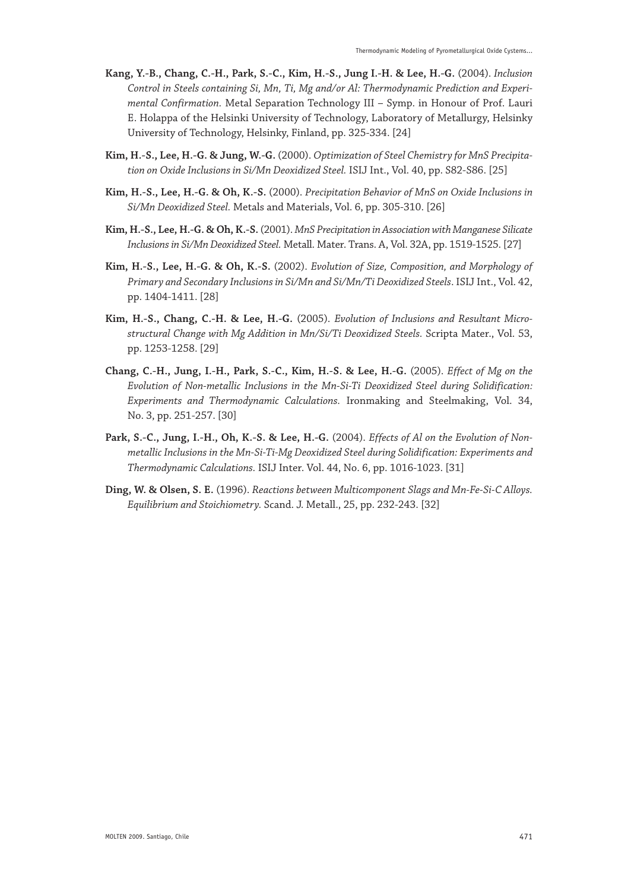**Kang, Y.-B., Chang, C.-H., Park, S.-C., Kim, H.-S., Jung I.-H. & Lee, H.-G.** (2004). *Inclusion Control in Steels containing Si, Mn, Ti, Mg and/or Al: Thermodynamic Prediction and Experimental Confirmation.* Metal Separation Technology III – Symp. in Honour of Prof. Lauri E. Holappa of the Helsinki University of Technology, Laboratory of Metallurgy, Helsinky University of Technology, Helsinki, Finland, pp. 325-334. [24]

**Kim, H.-S., Lee, H.-G. & Jung, W.-G.** (2000). *Optimization of Steel Chemistry for MnS Precipitation on Oxide Inclusions in Si/Mn Deoxidized Steel.* ISIJ Int., Vol. 40, pp. S82-S86. [25]

**Kim, H.-S., Lee, H.-G. & Oh, K.-S.** (2000). *Precipitation Behavior of MnS on Oxide Inclusions in Si/Mn Deoxidized Steel.* Metals and Materials, Vol. 6, pp. 305-310. [26]

**Kim, H.-S., Lee, H.-G. & Oh, K.-S.** (2001). *MnS Precipitation in Association with Manganese Silicate Inclusions in Si/Mn Deoxidized Steel.* Metall. Mater. Trans. A, Vol. 32A, pp. 1519-1525. [27]

**Kim, H.-S., Lee, H.-G. & Oh, K.-S.** (2002). *Evolution of Size, Composition, and Morphology of Primary and Secondary Inclusions in Si/Mn and Si/Mn/Ti Deoxidized Steels*. ISIJ Int., Vol. 42, pp. 1404-1411. [28]

**Kim, H.-S., Chang, C.-H. & Lee, H.-G.** (2005). *Evolution of Inclusions and Resultant Microstructural Change with Mg Addition in Mn/Si/Ti Deoxidized Steels.* Scripta Mater., Vol. 53, pp. 1253-1258. [29]

**Chang, C.-H., Jung, I.-H., Park, S.-C., Kim, H.-S. & Lee, H.-G.** (2005). *Effect of Mg on the Evolution of Non-metallic Inclusions in the Mn-Si-Ti Deoxidized Steel during Solidification: Experiments and Thermodynamic Calculations.* Ironmaking and Steelmaking, Vol. 34, No. 3, pp. 251-257. [30]

**Park, S.-C., Jung, I.-H., Oh, K.-S. & Lee, H.-G.** (2004). *Effects of Al on the Evolution of Non-metallic Inclusions in the Mn-Si-Ti-Mg Deoxidized Steel during Solidification: Experiments and Thermodynamic Calculations.* ISIJ Inter. Vol. 44, No. 6, pp. 1016-1023. [31]

**Ding, W. & Olsen, S. E.** (1996). *Reactions between Multicomponent Slags and Mn-Fe-Si-C Alloys. Equilibrium and Stoichiometry.* Scand. J. Metall., 25, pp. 232-243. [32]